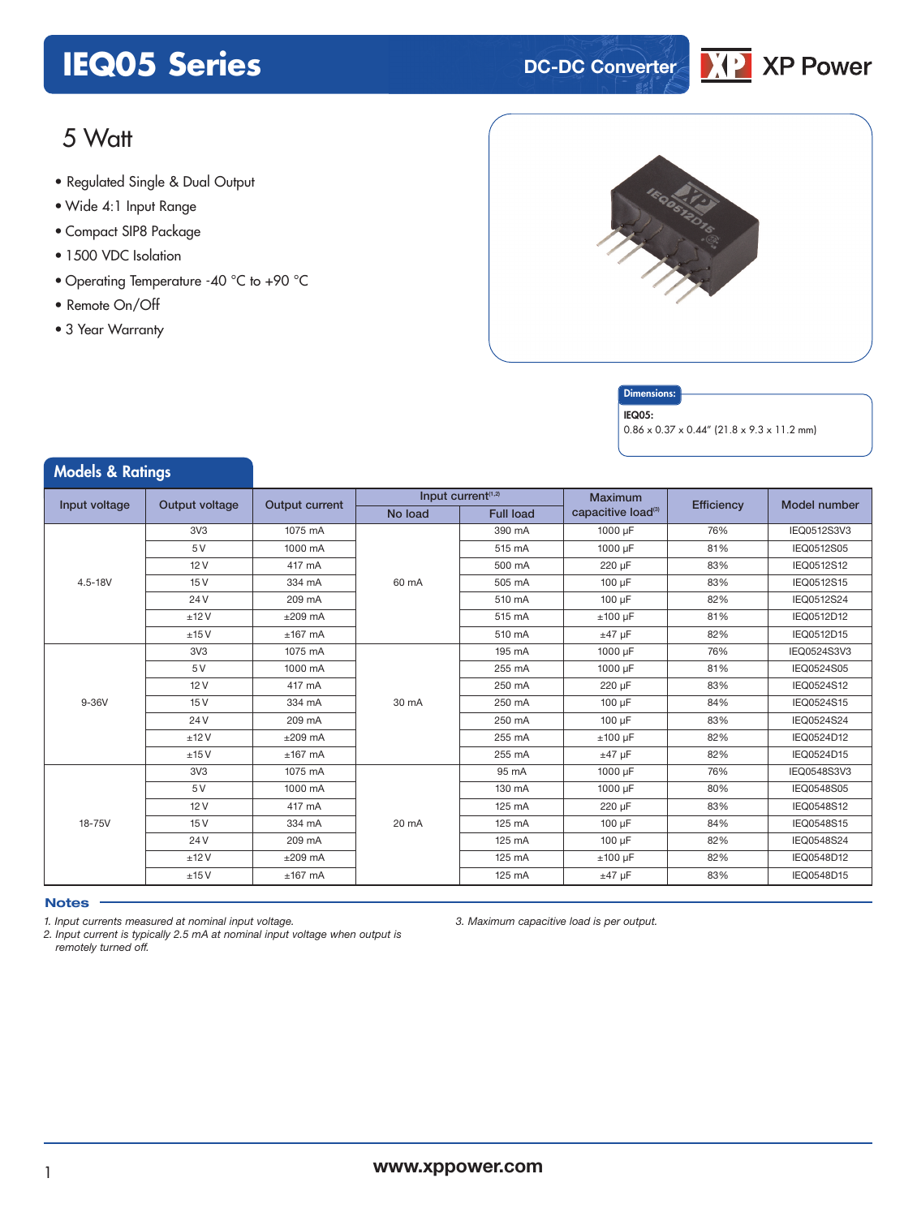# IEQ05 Series

DC-DC Converter

XP Power

## 5 Watt

- Regulated Single & Dual Output
- Wide 4:1 Input Range
- Compact SIP8 Package
- 1500 VDC Isolation
- Operating Temperature -40 °C to +90 °C
- Remote On/Off
- 3 Year Warranty

**Dimensions:**

**IEQ05:**
0.86 x 0.37 x 0.44" (21.8 x 9.3 x 11.2 mm)

## Models & Ratings

| Input voltage | Output voltage | Output current | Input current(1,2) | | Maximum capacitive load(3) | Efficiency | Model number |
|---|---|---|---|---|---|---|---|
| | | | No load | Full load | | | |
| 4.5-18V | 3V3 | 1075 mA | 60 mA | 390 mA | 1000 µF | 76% | IEQ0512S3V3 |
| | 5 V | 1000 mA | | 515 mA | 1000 µF | 81% | IEQ0512S05 |
| | 12 V | 417 mA | | 500 mA | 220 µF | 83% | IEQ0512S12 |
| | 15 V | 334 mA | | 505 mA | 100 µF | 83% | IEQ0512S15 |
| | 24 V | 209 mA | | 510 mA | 100 µF | 82% | IEQ0512S24 |
| | ±12 V | ±209 mA | | 515 mA | ±100 µF | 81% | IEQ0512D12 |
| | ±15 V | ±167 mA | | 510 mA | ±47 µF | 82% | IEQ0512D15 |
| 9-36V | 3V3 | 1075 mA | 30 mA | 195 mA | 1000 µF | 76% | IEQ0524S3V3 |
| | 5 V | 1000 mA | | 255 mA | 1000 µF | 81% | IEQ0524S05 |
| | 12 V | 417 mA | | 250 mA | 220 µF | 83% | IEQ0524S12 |
| | 15 V | 334 mA | | 250 mA | 100 µF | 84% | IEQ0524S15 |
| | 24 V | 209 mA | | 250 mA | 100 µF | 83% | IEQ0524S24 |
| | ±12 V | ±209 mA | | 255 mA | ±100 µF | 82% | IEQ0524D12 |
| | ±15 V | ±167 mA | | 255 mA | ±47 µF | 82% | IEQ0524D15 |
| 18-75V | 3V3 | 1075 mA | 20 mA | 95 mA | 1000 µF | 76% | IEQ0548S3V3 |
| | 5 V | 1000 mA | | 130 mA | 1000 µF | 80% | IEQ0548S05 |
| | 12 V | 417 mA | | 125 mA | 220 µF | 83% | IEQ0548S12 |
| | 15 V | 334 mA | | 125 mA | 100 µF | 84% | IEQ0548S15 |
| | 24 V | 209 mA | | 125 mA | 100 µF | 82% | IEQ0548S24 |
| | ±12 V | ±209 mA | | 125 mA | ±100 µF | 82% | IEQ0548D12 |
| | ±15 V | ±167 mA | | 125 mA | ±47 µF | 83% | IEQ0548D15 |

### Notes

1. *Input currents measured at nominal input voltage.*
2. *Input current is typically 2.5 mA at nominal input voltage when output is remotely turned off.*
3. *Maximum capacitive load is per output.*

www.xppower.com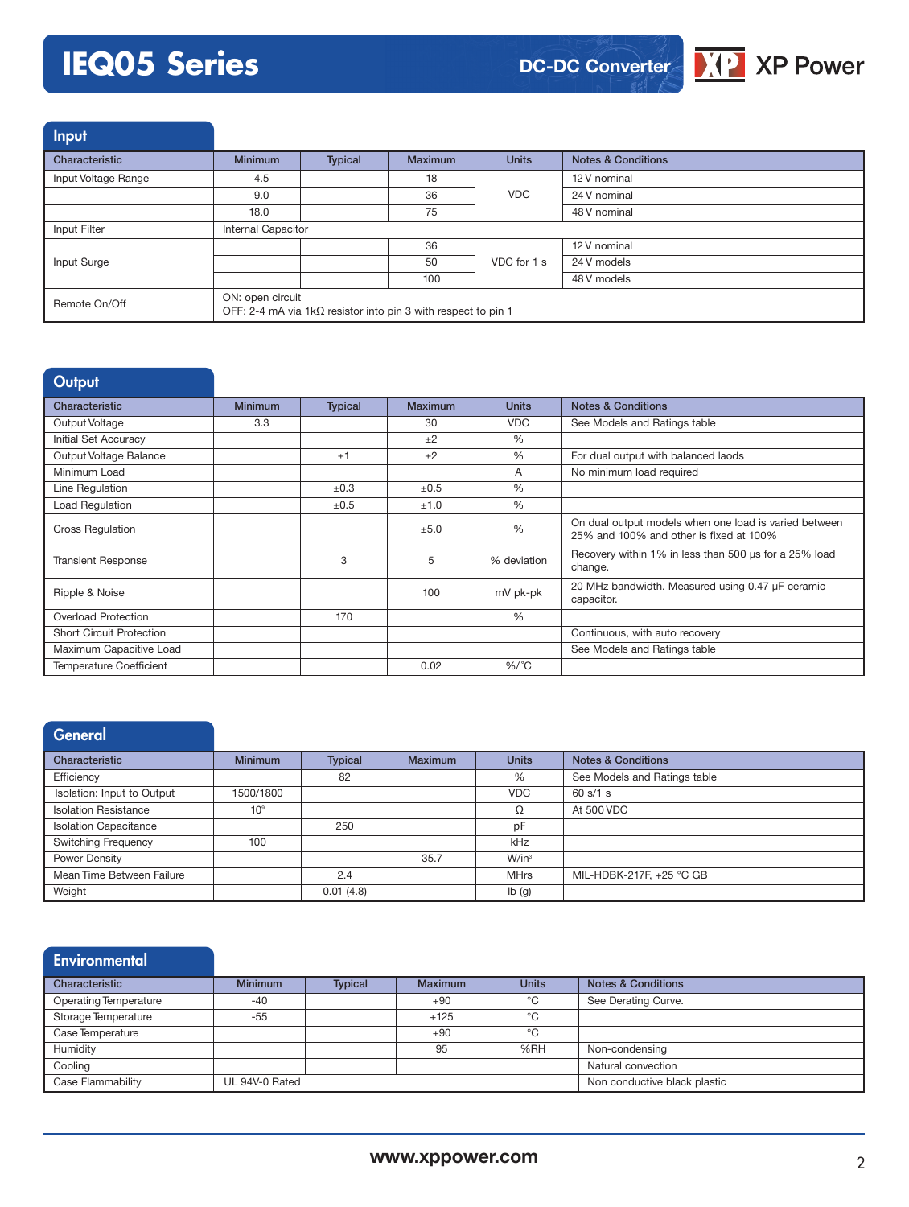## Input

| Characteristic | Minimum | Typical | Maximum | Units | Notes & Conditions |
|---|---|---|---|---|---|
| Input Voltage Range | 4.5 | | 18 | VDC | 12 V nominal |
| | 9.0 | | 36 | | 24 V nominal |
| | 18.0 | | 75 | | 48 V nominal |
| Input Filter | Internal Capacitor | | | | |
| Input Surge | | | 36 | VDC for 1 s | 12 V nominal |
| | | | 50 | | 24 V models |
| | | | 100 | | 48 V models |
| Remote On/Off | ON: open circuit<br>OFF: 2-4 mA via 1kΩ resistor into pin 3 with respect to pin 1 | | | | |

## Output

| Characteristic | Minimum | Typical | Maximum | Units | Notes & Conditions |
|---|---|---|---|---|---|
| Output Voltage | 3.3 | | 30 | VDC | See Models and Ratings table |
| Initial Set Accuracy | | | ±2 | % | |
| Output Voltage Balance | | ±1 | ±2 | % | For dual output with balanced laods |
| Minimum Load | | | | A | No minimum load required |
| Line Regulation | | ±0.3 | ±0.5 | % | |
| Load Regulation | | ±0.5 | ±1.0 | % | |
| Cross Regulation | | | ±5.0 | % | On dual output models when one load is varied between 25% and 100% and other is fixed at 100% |
| Transient Response | | 3 | 5 | % deviation | Recovery within 1% in less than 500 µs for a 25% load change. |
| Ripple & Noise | | | 100 | mV pk-pk | 20 MHz bandwidth. Measured using 0.47 µF ceramic capacitor. |
| Overload Protection | | 170 | | % | |
| Short Circuit Protection | | | | | Continuous, with auto recovery |
| Maximum Capacitive Load | | | | | See Models and Ratings table |
| Temperature Coefficient | | | 0.02 | %/˚C | |

## General

| Characteristic | Minimum | Typical | Maximum | Units | Notes & Conditions |
|---|---|---|---|---|---|
| Efficiency | | 82 | | % | See Models and Ratings table |
| Isolation: Input to Output | 1500/1800 | | | VDC | 60 s/1 s |
| Isolation Resistance | $10^9$ | | | Ω | At 500 VDC |
| Isolation Capacitance | | 250 | | pF | |
| Switching Frequency | 100 | | | kHz | |
| Power Density | | | 35.7 | W/in³ | |
| Mean Time Between Failure | | 2.4 | | MHrs | MIL-HDBK-217F, +25 °C GB |
| Weight | | 0.01 (4.8) | | lb (g) | |

## Environmental

| Characteristic | Minimum | Typical | Maximum | Units | Notes & Conditions |
|---|---|---|---|---|---|
| Operating Temperature | -40 | | +90 | °C | See Derating Curve. |
| Storage Temperature | -55 | | +125 | °C | |
| Case Temperature | | | +90 | °C | |
| Humidity | | | 95 | %RH | Non-condensing |
| Cooling | | | | | Natural convection |
| Case Flammability | UL 94V-0 Rated | | | | Non conductive black plastic |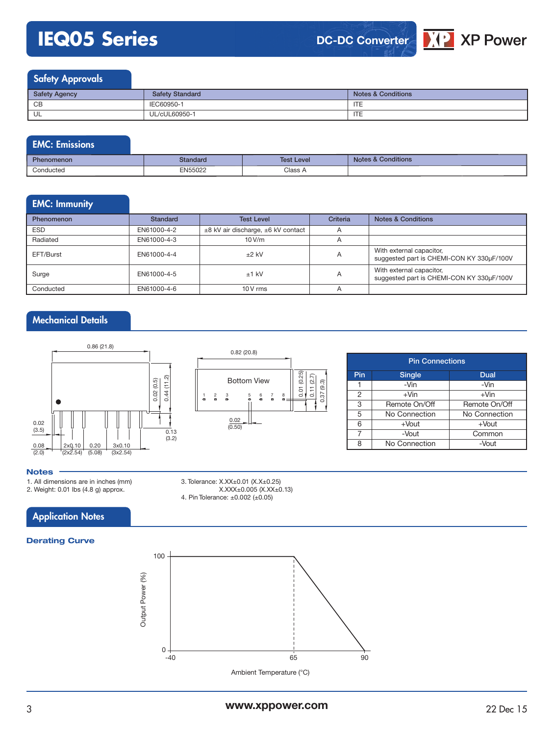# IEQ05 Series

DC-DC Converter

## Safety Approvals

| Safety Agency | Safety Standard | Notes & Conditions |
|---|---|---|
| CB | IEC60950-1 | ITE |
| UL | UL/cUL60950-1 | ITE |

## EMC: Emissions

| Phenomenon | Standard | Test Level | Notes & Conditions |
|---|---|---|---|
| Conducted | EN55022 | Class A | |

## EMC: Immunity

| Phenomenon | Standard | Test Level | Criteria | Notes & Conditions |
|---|---|---|---|---|
| ESD | EN61000-4-2 | ±8 kV air discharge, ±6 kV contact | A | |
| Radiated | EN61000-4-3 | 10 V/m | A | |
| EFT/Burst | EN61000-4-4 | ±2 kV | A | With external capacitor, suggested part is CHEMI-CON KY 330µF/100V |
| Surge | EN61000-4-5 | ±1 kV | A | With external capacitor, suggested part is CHEMI-CON KY 330µF/100V |
| Conducted | EN61000-4-6 | 10 V rms | A | |

## Mechanical Details

0.86 (21.8)
0.02 (0.5)
0.44 (11.2)
0.02 (3.5)
0.13 (3.2)
0.08 (2.0)
2x0.10 (2x2.54)
0.20 (5.08)
3x0.10 (3x2.54)

0.82 (20.8)
Bottom View
1 2 3 5 6 7 8
0.01 (0.25)
0.11 (2.7)
0.37 (9.3)
0.02 (0.50)

| Pin Connections | | |
|---|---|---|
| Pin | Single | Dual |
| 1 | -Vin | -Vin |
| 2 | +Vin | +Vin |
| 3 | Remote On/Off | Remote On/Off |
| 5 | No Connection | No Connection |
| 6 | +Vout | +Vout |
| 7 | -Vout | Common |
| 8 | No Connection | -Vout |

### Notes

1. All dimensions are in inches (mm)
2. Weight: 0.01 lbs (4.8 g) approx.
3. Tolerance: X.XX±0.01 (X.X±0.25)
   X.XXX±0.005 (X.XX±0.13)
4. Pin Tolerance: ±0.002 (±0.05)

## Application Notes

### Derating Curve

Output Power (%)
100
0
-40
65
90
Ambient Temperature (°C)